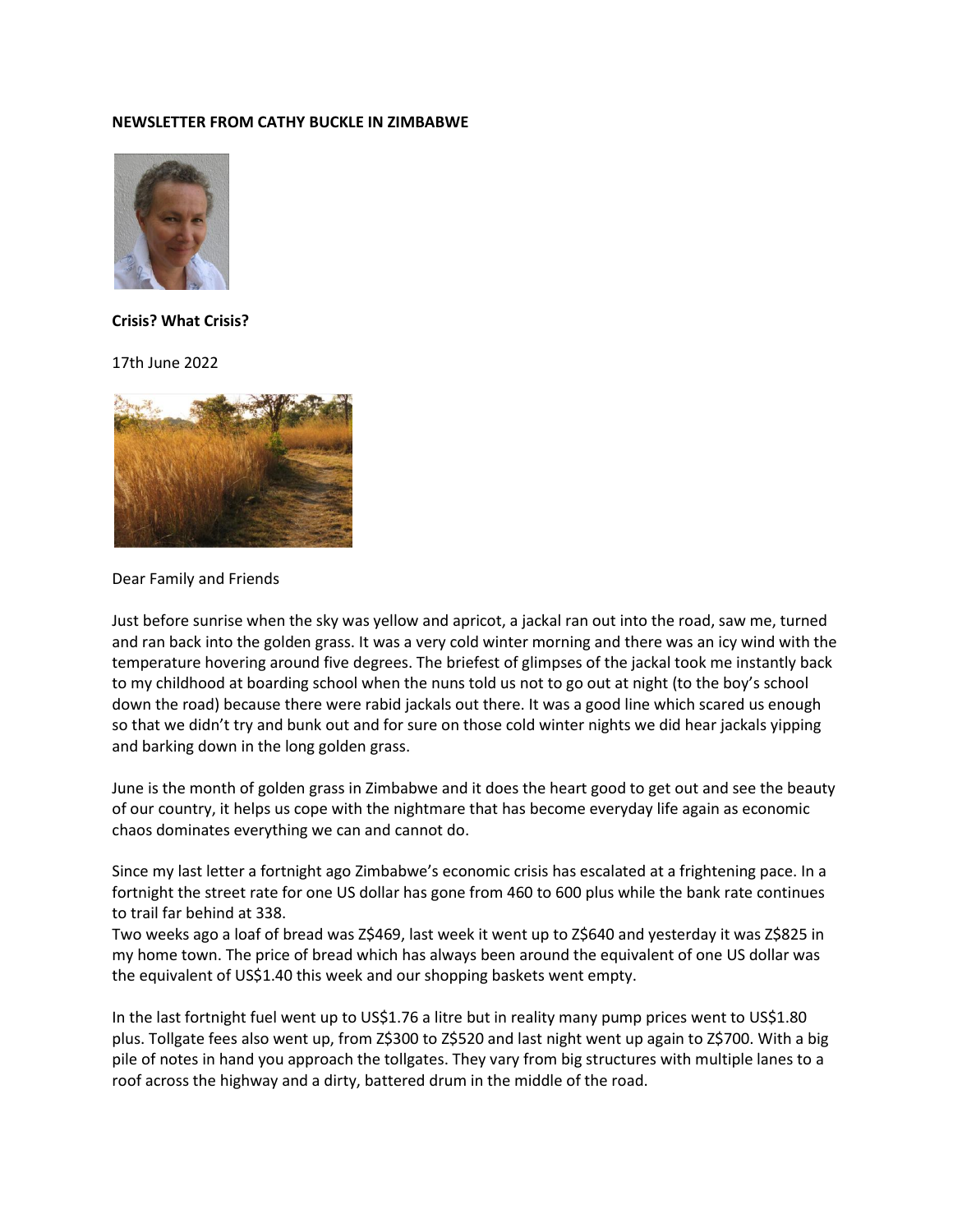**NEWSLETTER FROM CATHY BUCKLE IN ZIMBABWE**

**Crisis? What Crisis?**

17th June 2022

Dear Family and Friends

Just before sunrise when the sky was yellow and apricot, a jackal ran out into the road, saw me, turned and ran back into the golden grass. It was a very cold winter morning and there was an icy wind with the temperature hovering around five degrees. The briefest of glimpses of the jackal took me instantly back to my childhood at boarding school when the nuns told us not to go out at night (to the boy's school down the road) because there were rabid jackals out there. It was a good line which scared us enough so that we didn't try and bunk out and for sure on those cold winter nights we did hear jackals yipping and barking down in the long golden grass.

June is the month of golden grass in Zimbabwe and it does the heart good to get out and see the beauty of our country, it helps us cope with the nightmare that has become everyday life again as economic chaos dominates everything we can and cannot do.

Since my last letter a fortnight ago Zimbabwe's economic crisis has escalated at a frightening pace. In a fortnight the street rate for one US dollar has gone from 460 to 600 plus while the bank rate continues to trail far behind at 338.
Two weeks ago a loaf of bread was Z$469, last week it went up to Z$640 and yesterday it was Z$825 in my home town. The price of bread which has always been around the equivalent of one US dollar was the equivalent of US$1.40 this week and our shopping baskets went empty.

In the last fortnight fuel went up to US$1.76 a litre but in reality many pump prices went to US$1.80 plus. Tollgate fees also went up, from Z$300 to Z$520 and last night went up again to Z$700. With a big pile of notes in hand you approach the tollgates. They vary from big structures with multiple lanes to a roof across the highway and a dirty, battered drum in the middle of the road.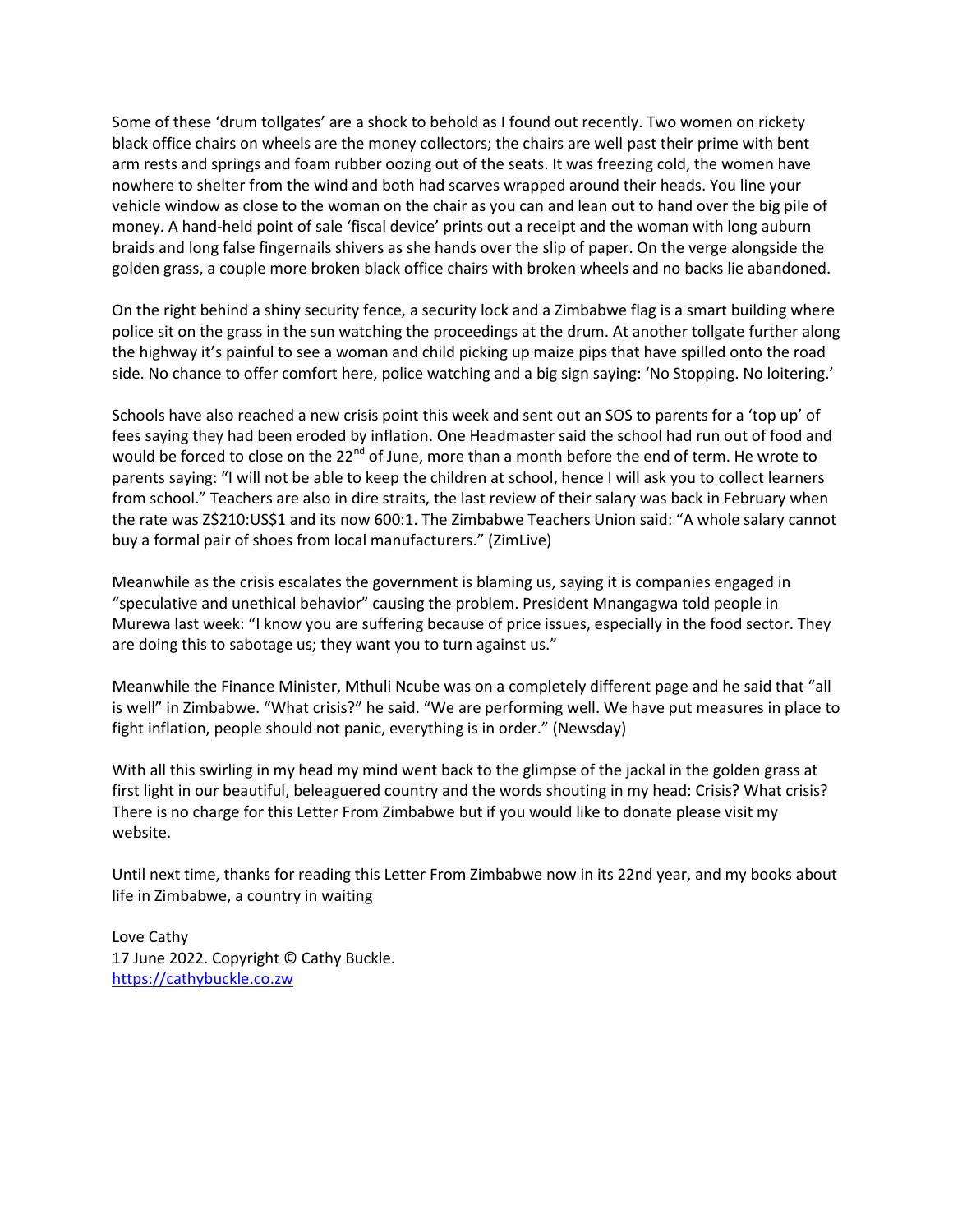Some of these 'drum tollgates' are a shock to behold as I found out recently. Two women on rickety black office chairs on wheels are the money collectors; the chairs are well past their prime with bent arm rests and springs and foam rubber oozing out of the seats. It was freezing cold, the women have nowhere to shelter from the wind and both had scarves wrapped around their heads. You line your vehicle window as close to the woman on the chair as you can and lean out to hand over the big pile of money. A hand-held point of sale 'fiscal device' prints out a receipt and the woman with long auburn braids and long false fingernails shivers as she hands over the slip of paper. On the verge alongside the golden grass, a couple more broken black office chairs with broken wheels and no backs lie abandoned.

On the right behind a shiny security fence, a security lock and a Zimbabwe flag is a smart building where police sit on the grass in the sun watching the proceedings at the drum. At another tollgate further along the highway it's painful to see a woman and child picking up maize pips that have spilled onto the road side. No chance to offer comfort here, police watching and a big sign saying: 'No Stopping. No loitering.'

Schools have also reached a new crisis point this week and sent out an SOS to parents for a 'top up' of fees saying they had been eroded by inflation. One Headmaster said the school had run out of food and would be forced to close on the 22nd of June, more than a month before the end of term. He wrote to parents saying: "I will not be able to keep the children at school, hence I will ask you to collect learners from school." Teachers are also in dire straits, the last review of their salary was back in February when the rate was Z$210:US$1 and its now 600:1. The Zimbabwe Teachers Union said: "A whole salary cannot buy a formal pair of shoes from local manufacturers." (ZimLive)

Meanwhile as the crisis escalates the government is blaming us, saying it is companies engaged in "speculative and unethical behavior" causing the problem. President Mnangagwa told people in Murewa last week: "I know you are suffering because of price issues, especially in the food sector. They are doing this to sabotage us; they want you to turn against us."

Meanwhile the Finance Minister, Mthuli Ncube was on a completely different page and he said that "all is well" in Zimbabwe. "What crisis?" he said. "We are performing well. We have put measures in place to fight inflation, people should not panic, everything is in order." (Newsday)

With all this swirling in my head my mind went back to the glimpse of the jackal in the golden grass at first light in our beautiful, beleaguered country and the words shouting in my head: Crisis? What crisis? There is no charge for this Letter From Zimbabwe but if you would like to donate please visit my website.

Until next time, thanks for reading this Letter From Zimbabwe now in its 22nd year, and my books about life in Zimbabwe, a country in waiting

Love Cathy
17 June 2022. Copyright © Cathy Buckle.
https://cathybuckle.co.zw